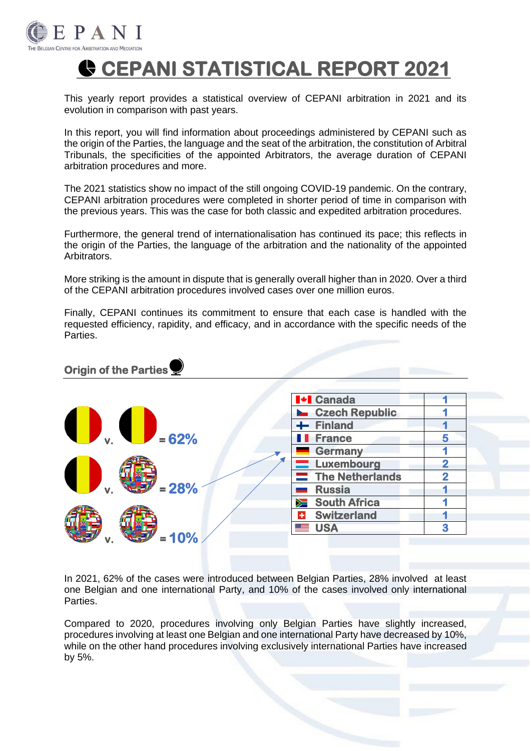# CEPANI STATISTICAL REPORT 2021

This yearly report provides a statistical overview of CEPANI arbitration in 2021 and its evolution in comparison with past years.

In this report, you will find information about proceedings administered by CEPANI such as the origin of the Parties, the language and the seat of the arbitration, the constitution of Arbitral Tribunals, the specificities of the appointed Arbitrators, the average duration of CEPANI arbitration procedures and more.

The 2021 statistics show no impact of the still ongoing COVID-19 pandemic. On the contrary, CEPANI arbitration procedures were completed in shorter period of time in comparison with the previous years. This was the case for both classic and expedited arbitration procedures.

Furthermore, the general trend of internationalisation has continued its pace; this reflects in the origin of the Parties, the language of the arbitration and the nationality of the appointed Arbitrators.

More striking is the amount in dispute that is generally overall higher than in 2020. Over a third of the CEPANI arbitration procedures involved cases over one million euros.

Finally, CEPANI continues its commitment to ensure that each case is handled with the requested efficiency, rapidity, and efficacy, and in accordance with the specific needs of the Parties.

## Origin of the Parties

v. = 62%

v. = 28%

v. = 10%

| Country | Number |
|---|---|
| Canada | 1 |
| Czech Republic | 1 |
| Finland | 1 |
| France | 5 |
| Germany | 1 |
| Luxembourg | 2 |
| The Netherlands | 2 |
| Russia | 1 |
| South Africa | 1 |
| Switzerland | 1 |
| USA | 3 |

In 2021, 62% of the cases were introduced between Belgian Parties, 28% involved at least one Belgian and one international Party, and 10% of the cases involved only international Parties.

Compared to 2020, procedures involving only Belgian Parties have slightly increased, procedures involving at least one Belgian and one international Party have decreased by 10%, while on the other hand procedures involving exclusively international Parties have increased by 5%.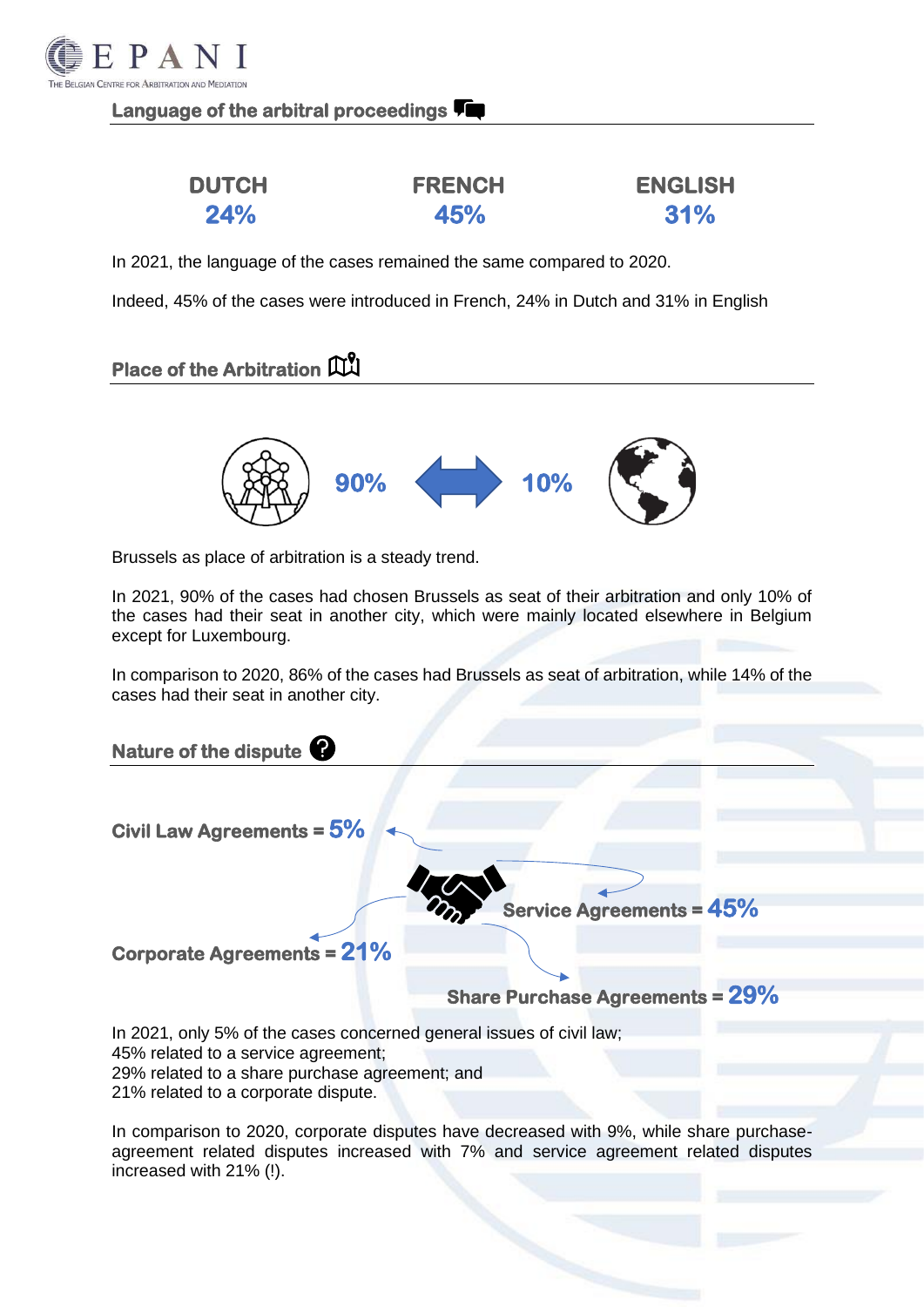## Language of the arbitral proceedings

| DUTCH | FRENCH | ENGLISH |
|---|---|---|
| 24% | 45% | 31% |

In 2021, the language of the cases remained the same compared to 2020.

Indeed, 45% of the cases were introduced in French, 24% in Dutch and 31% in English

## Place of the Arbitration

90% ⟷ 10%

Brussels as place of arbitration is a steady trend.

In 2021, 90% of the cases had chosen Brussels as seat of their arbitration and only 10% of the cases had their seat in another city, which were mainly located elsewhere in Belgium except for Luxembourg.

In comparison to 2020, 86% of the cases had Brussels as seat of arbitration, while 14% of the cases had their seat in another city.

## Nature of the dispute

**Civil Law Agreements = 5%**

**Service Agreements = 45%**

**Corporate Agreements = 21%**

**Share Purchase Agreements = 29%**

In 2021, only 5% of the cases concerned general issues of civil law;
45% related to a service agreement;
29% related to a share purchase agreement; and
21% related to a corporate dispute.

In comparison to 2020, corporate disputes have decreased with 9%, while share purchase-agreement related disputes increased with 7% and service agreement related disputes increased with 21% (!).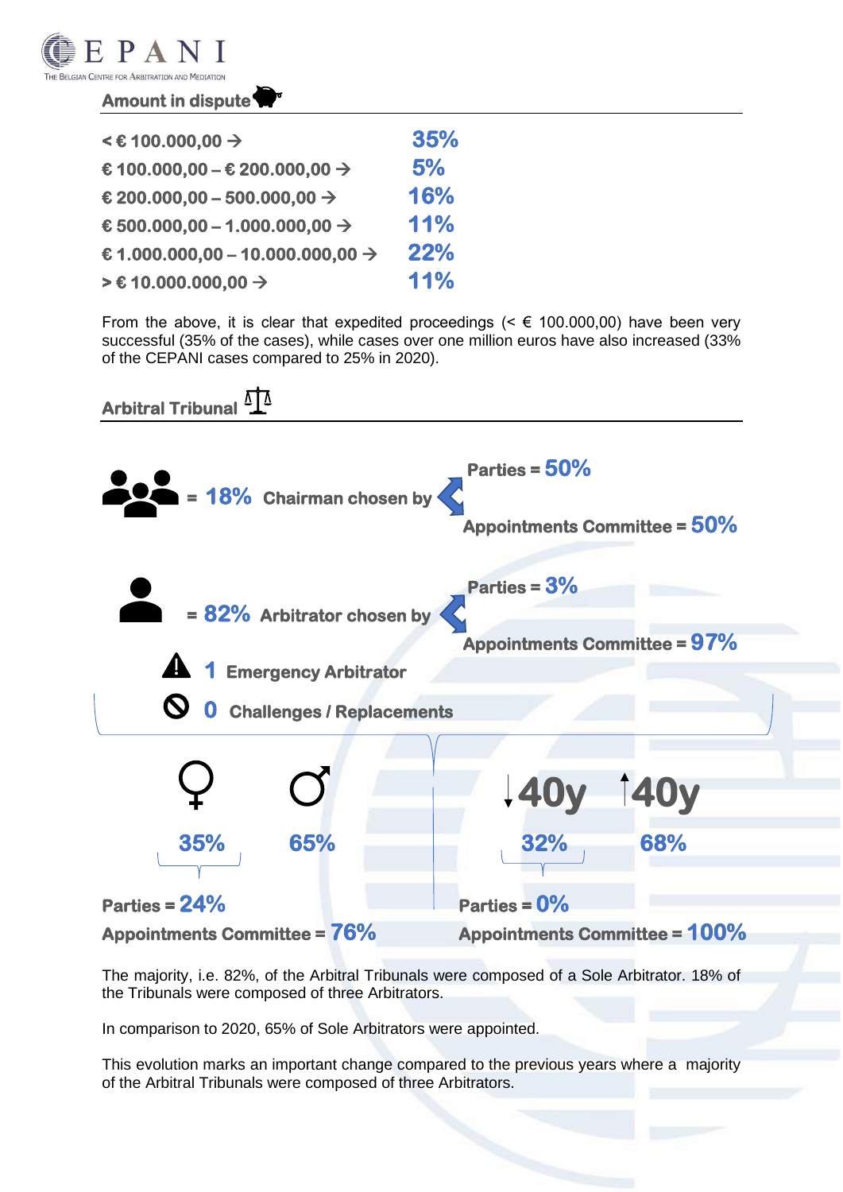## Amount in dispute

| | |
|---|---|
| < € 100.000,00 → | 35% |
| € 100.000,00 – € 200.000,00 → | 5% |
| € 200.000,00 – 500.000,00 → | 16% |
| € 500.000,00 – 1.000.000,00 → | 11% |
| € 1.000.000,00 – 10.000.000,00 → | 22% |
| > € 10.000.000,00 → | 11% |

From the above, it is clear that expedited proceedings (< € 100.000,00) have been very successful (35% of the cases), while cases over one million euros have also increased (33% of the CEPANI cases compared to 25% in 2020).

## Arbitral Tribunal

= **18%** Chairman chosen by
- Parties = **50%**
- Appointments Committee = **50%**

= **82%** Arbitrator chosen by
- Parties = **3%**
- Appointments Committee = **97%**

**1** Emergency Arbitrator

**0** Challenges / Replacements

♀ **35%** ♂ **65%**

Parties = **24%**
Appointments Committee = **76%**

↓40y **32%** ↑40y **68%**

Parties = **0%**
Appointments Committee = **100%**

The majority, i.e. 82%, of the Arbitral Tribunals were composed of a Sole Arbitrator. 18% of the Tribunals were composed of three Arbitrators.

In comparison to 2020, 65% of Sole Arbitrators were appointed.

This evolution marks an important change compared to the previous years where a majority of the Arbitral Tribunals were composed of three Arbitrators.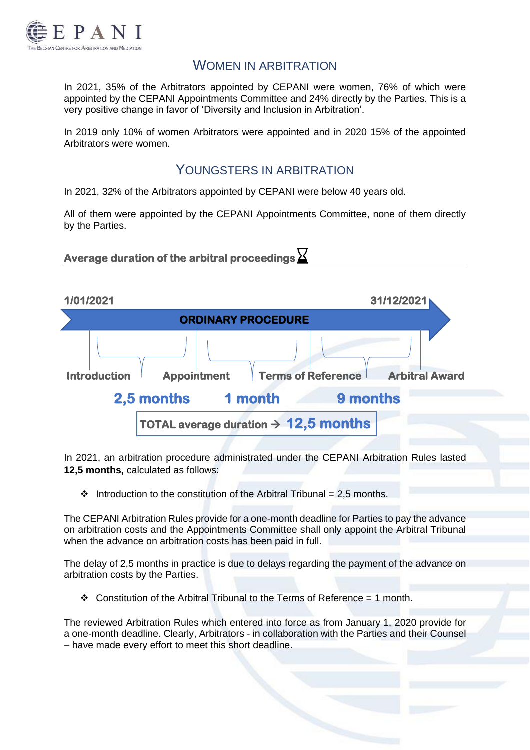## Women in Arbitration

In 2021, 35% of the Arbitrators appointed by CEPANI were women, 76% of which were appointed by the CEPANI Appointments Committee and 24% directly by the Parties. This is a very positive change in favor of 'Diversity and Inclusion in Arbitration'.

In 2019 only 10% of women Arbitrators were appointed and in 2020 15% of the appointed Arbitrators were women.

## Youngsters in Arbitration

In 2021, 32% of the Arbitrators appointed by CEPANI were below 40 years old.

All of them were appointed by the CEPANI Appointments Committee, none of them directly by the Parties.

### Average duration of the arbitral proceedings

1/01/2021 — 31/12/2021

**ORDINARY PROCEDURE**

Introduction → Appointment → Terms of Reference → Arbitral Award

- Introduction to Appointment: **2,5 months**
- Appointment to Terms of Reference: **1 month**
- Terms of Reference to Arbitral Award: **9 months**

**TOTAL average duration → 12,5 months**

In 2021, an arbitration procedure administrated under the CEPANI Arbitration Rules lasted **12,5 months,** calculated as follows:

- Introduction to the constitution of the Arbitral Tribunal = 2,5 months.

The CEPANI Arbitration Rules provide for a one-month deadline for Parties to pay the advance on arbitration costs and the Appointments Committee shall only appoint the Arbitral Tribunal when the advance on arbitration costs has been paid in full.

The delay of 2,5 months in practice is due to delays regarding the payment of the advance on arbitration costs by the Parties.

- Constitution of the Arbitral Tribunal to the Terms of Reference = 1 month.

The reviewed Arbitration Rules which entered into force as from January 1, 2020 provide for a one-month deadline. Clearly, Arbitrators - in collaboration with the Parties and their Counsel – have made every effort to meet this short deadline.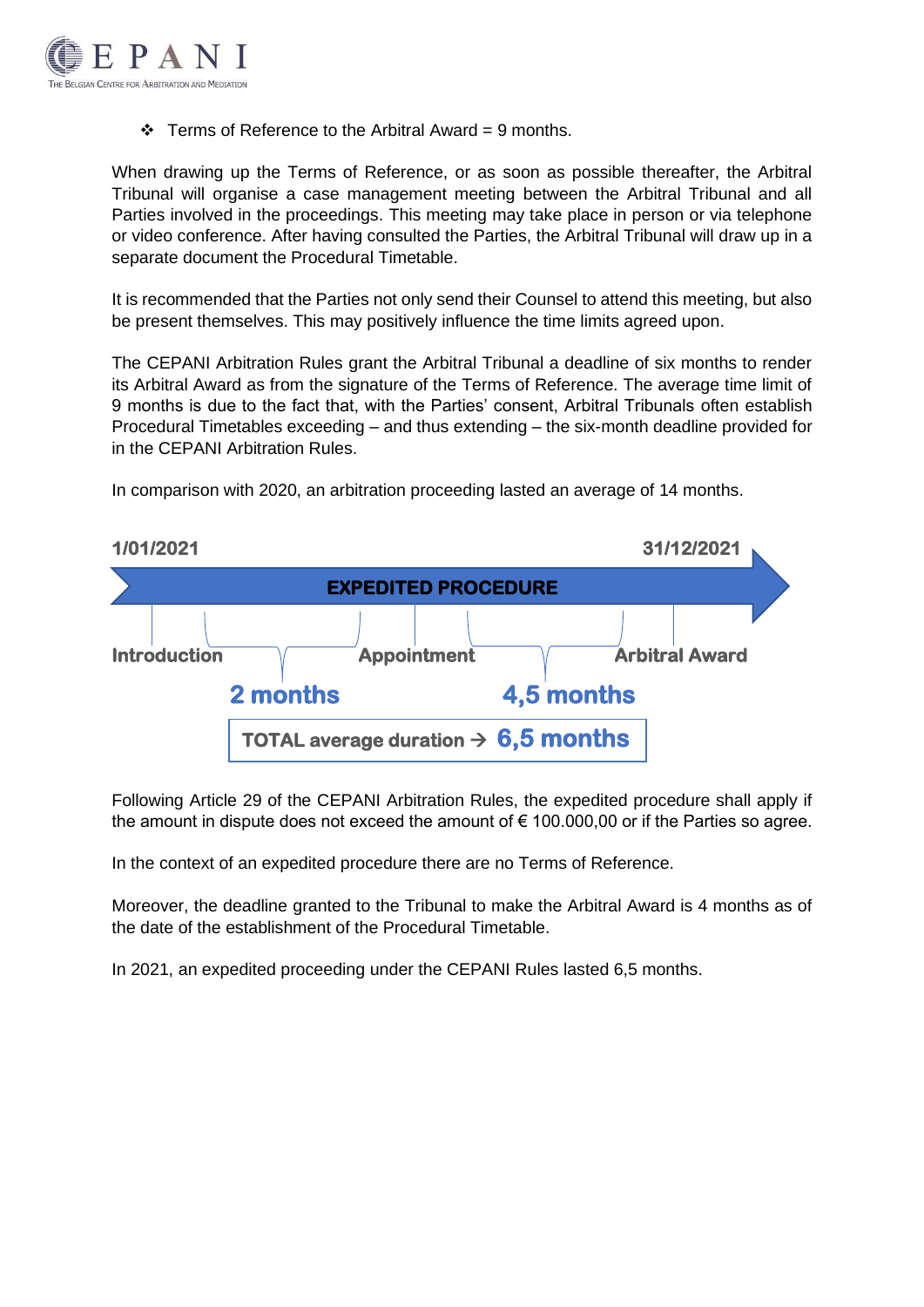- Terms of Reference to the Arbitral Award = 9 months.

When drawing up the Terms of Reference, or as soon as possible thereafter, the Arbitral Tribunal will organise a case management meeting between the Arbitral Tribunal and all Parties involved in the proceedings. This meeting may take place in person or via telephone or video conference. After having consulted the Parties, the Arbitral Tribunal will draw up in a separate document the Procedural Timetable.

It is recommended that the Parties not only send their Counsel to attend this meeting, but also be present themselves. This may positively influence the time limits agreed upon.

The CEPANI Arbitration Rules grant the Arbitral Tribunal a deadline of six months to render its Arbitral Award as from the signature of the Terms of Reference. The average time limit of 9 months is due to the fact that, with the Parties' consent, Arbitral Tribunals often establish Procedural Timetables exceeding – and thus extending – the six-month deadline provided for in the CEPANI Arbitration Rules.

In comparison with 2020, an arbitration proceeding lasted an average of 14 months.

**1/01/2021** — **31/12/2021**

**EXPEDITED PROCEDURE**

**Introduction** → **2 months** → **Appointment** → **4,5 months** → **Arbitral Award**

**TOTAL average duration → 6,5 months**

Following Article 29 of the CEPANI Arbitration Rules, the expedited procedure shall apply if the amount in dispute does not exceed the amount of € 100.000,00 or if the Parties so agree.

In the context of an expedited procedure there are no Terms of Reference.

Moreover, the deadline granted to the Tribunal to make the Arbitral Award is 4 months as of the date of the establishment of the Procedural Timetable.

In 2021, an expedited proceeding under the CEPANI Rules lasted 6,5 months.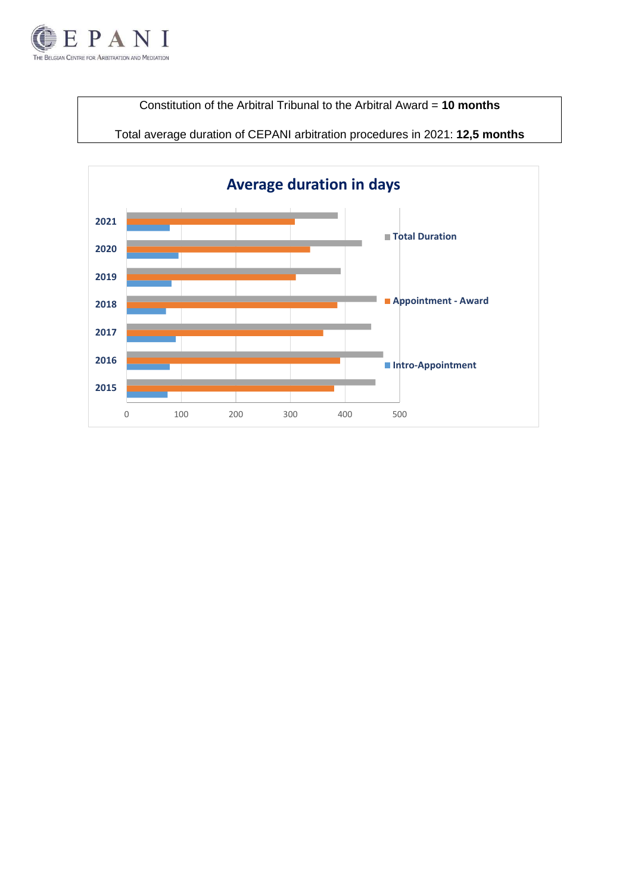Constitution of the Arbitral Tribunal to the Arbitral Award = **10 months**

Total average duration of CEPANI arbitration procedures in 2021: **12,5 months**

**Average duration in days**

2021
2020
2019
2018
2017
2016
2015

0 100 200 300 400 500

Total Duration

Appointment - Award

Intro-Appointment